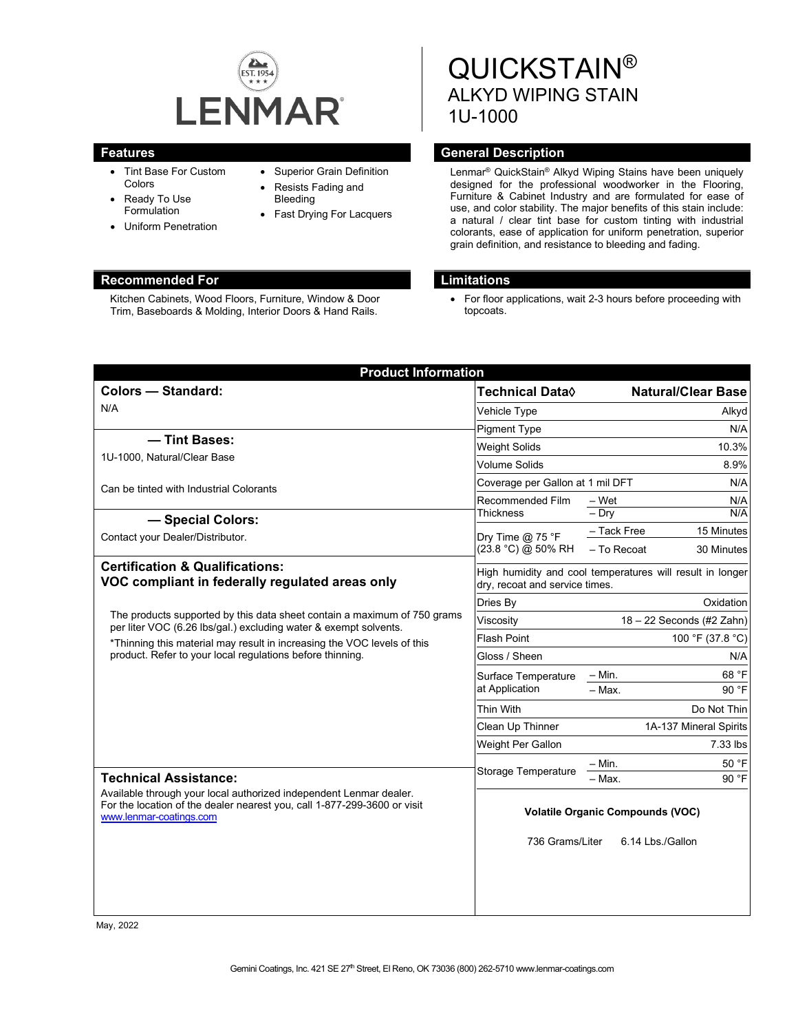# QUICKSTAIN®
## ALKYD WIPING STAIN
## 1U-1000

## Features

- Tint Base For Custom Colors
- Ready To Use Formulation
- Uniform Penetration
- Superior Grain Definition
- Resists Fading and Bleeding
- Fast Drying For Lacquers

## General Description

Lenmar® QuickStain® Alkyd Wiping Stains have been uniquely designed for the professional woodworker in the Flooring, Furniture & Cabinet Industry and are formulated for ease of use, and color stability. The major benefits of this stain include: a natural / clear tint base for custom tinting with industrial colorants, ease of application for uniform penetration, superior grain definition, and resistance to bleeding and fading.

## Recommended For

Kitchen Cabinets, Wood Floors, Furniture, Window & Door Trim, Baseboards & Molding, Interior Doors & Hand Rails.

## Limitations

- For floor applications, wait 2-3 hours before proceeding with topcoats.

## Product Information

### Colors — Standard:

N/A

### — Tint Bases:

1U-1000, Natural/Clear Base

Can be tinted with Industrial Colorants

### — Special Colors:

Contact your Dealer/Distributor.

### Certification & Qualifications:

**VOC compliant in federally regulated areas only**

The products supported by this data sheet contain a maximum of 750 grams per liter VOC (6.26 lbs/gal.) excluding water & exempt solvents.

*Thinning this material may result in increasing the VOC levels of this product. Refer to your local regulations before thinning.

### Technical Assistance:

Available through your local authorized independent Lenmar dealer. For the location of the dealer nearest you, call 1-877-299-3600 or visit www.lenmar-coatings.com

| Technical Data◊ | | Natural/Clear Base |
|---|---|---|
| Vehicle Type | | Alkyd |
| Pigment Type | | N/A |
| Weight Solids | | 10.3% |
| Volume Solids | | 8.9% |
| Coverage per Gallon at 1 mil DFT | | N/A |
| Recommended Film Thickness | – Wet | N/A |
| | – Dry | N/A |
| Dry Time @ 75 °F (23.8 °C) @ 50% RH | – Tack Free | 15 Minutes |
| | – To Recoat | 30 Minutes |
| High humidity and cool temperatures will result in longer dry, recoat and service times. | | |
| Dries By | | Oxidation |
| Viscosity | | 18 – 22 Seconds (#2 Zahn) |
| Flash Point | | 100 °F (37.8 °C) |
| Gloss / Sheen | | N/A |
| Surface Temperature at Application | – Min. | 68 °F |
| | – Max. | 90 °F |
| Thin With | | Do Not Thin |
| Clean Up Thinner | | 1A-137 Mineral Spirits |
| Weight Per Gallon | | 7.33 lbs |
| Storage Temperature | – Min. | 50 °F |
| | – Max. | 90 °F |

**Volatile Organic Compounds (VOC)**

736 Grams/Liter 6.14 Lbs./Gallon

May, 2022

Gemini Coatings, Inc. 421 SE 27th Street, El Reno, OK 73036 (800) 262-5710 www.lenmar-coatings.com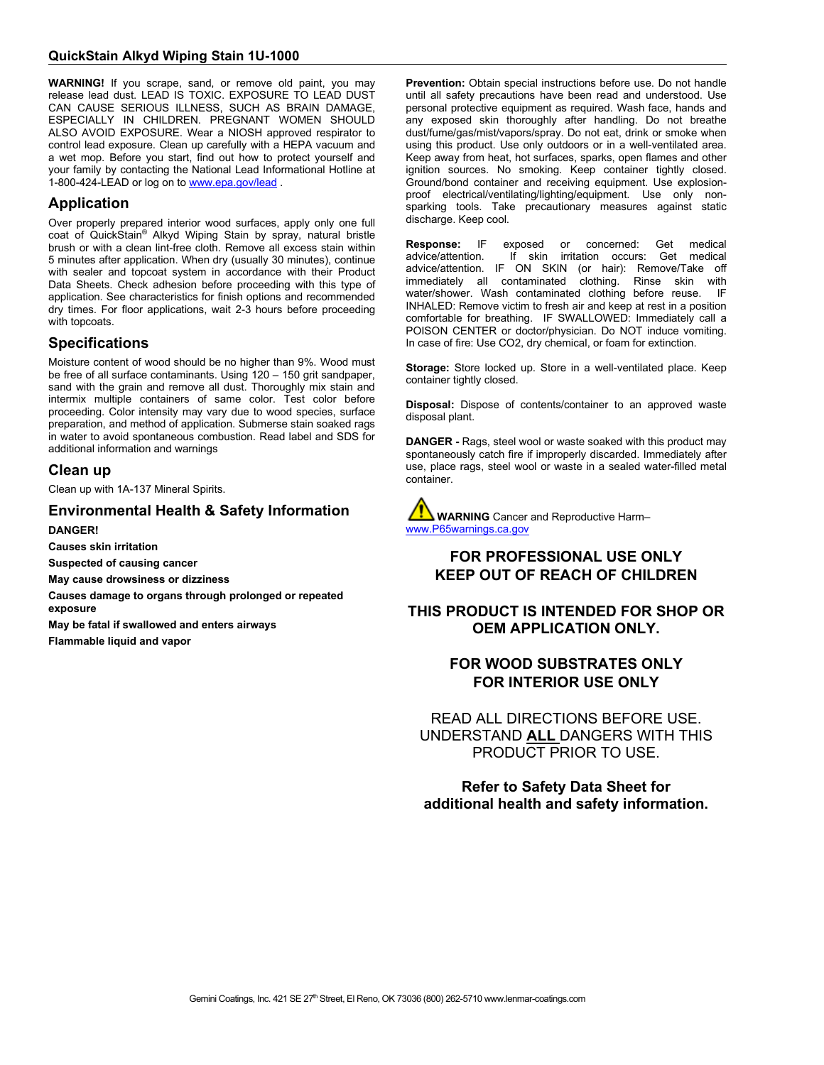**QuickStain Alkyd Wiping Stain 1U-1000**

**WARNING!** If you scrape, sand, or remove old paint, you may release lead dust. LEAD IS TOXIC. EXPOSURE TO LEAD DUST CAN CAUSE SERIOUS ILLNESS, SUCH AS BRAIN DAMAGE, ESPECIALLY IN CHILDREN. PREGNANT WOMEN SHOULD ALSO AVOID EXPOSURE. Wear a NIOSH approved respirator to control lead exposure. Clean up carefully with a HEPA vacuum and a wet mop. Before you start, find out how to protect yourself and your family by contacting the National Lead Informational Hotline at 1-800-424-LEAD or log on to www.epa.gov/lead .

## Application

Over properly prepared interior wood surfaces, apply only one full coat of QuickStain® Alkyd Wiping Stain by spray, natural bristle brush or with a clean lint-free cloth. Remove all excess stain within 5 minutes after application. When dry (usually 30 minutes), continue with sealer and topcoat system in accordance with their Product Data Sheets. Check adhesion before proceeding with this type of application. See characteristics for finish options and recommended dry times. For floor applications, wait 2-3 hours before proceeding with topcoats.

## Specifications

Moisture content of wood should be no higher than 9%. Wood must be free of all surface contaminants. Using 120 – 150 grit sandpaper, sand with the grain and remove all dust. Thoroughly mix stain and intermix multiple containers of same color. Test color before proceeding. Color intensity may vary due to wood species, surface preparation, and method of application. Submerse stain soaked rags in water to avoid spontaneous combustion. Read label and SDS for additional information and warnings

## Clean up

Clean up with 1A-137 Mineral Spirits.

## Environmental Health & Safety Information

**DANGER!**

**Causes skin irritation**

**Suspected of causing cancer**

**May cause drowsiness or dizziness**

**Causes damage to organs through prolonged or repeated exposure**

**May be fatal if swallowed and enters airways**

**Flammable liquid and vapor**

**Prevention:** Obtain special instructions before use. Do not handle until all safety precautions have been read and understood. Use personal protective equipment as required. Wash face, hands and any exposed skin thoroughly after handling. Do not breathe dust/fume/gas/mist/vapors/spray. Do not eat, drink or smoke when using this product. Use only outdoors or in a well-ventilated area. Keep away from heat, hot surfaces, sparks, open flames and other ignition sources. No smoking. Keep container tightly closed. Ground/bond container and receiving equipment. Use explosion-proof electrical/ventilating/lighting/equipment. Use only non-sparking tools. Take precautionary measures against static discharge. Keep cool.

**Response:** IF exposed or concerned: Get medical advice/attention. If skin irritation occurs: Get medical advice/attention. IF ON SKIN (or hair): Remove/Take off immediately all contaminated clothing. Rinse skin with water/shower. Wash contaminated clothing before reuse. IF INHALED: Remove victim to fresh air and keep at rest in a position comfortable for breathing. IF SWALLOWED: Immediately call a POISON CENTER or doctor/physician. Do NOT induce vomiting. In case of fire: Use CO2, dry chemical, or foam for extinction.

**Storage:** Store locked up. Store in a well-ventilated place. Keep container tightly closed.

**Disposal:** Dispose of contents/container to an approved waste disposal plant.

**DANGER -** Rags, steel wool or waste soaked with this product may spontaneously catch fire if improperly discarded. Immediately after use, place rags, steel wool or waste in a sealed water-filled metal container.

**WARNING** Cancer and Reproductive Harm– www.P65warnings.ca.gov

**FOR PROFESSIONAL USE ONLY**
**KEEP OUT OF REACH OF CHILDREN**

**THIS PRODUCT IS INTENDED FOR SHOP OR OEM APPLICATION ONLY.**

**FOR WOOD SUBSTRATES ONLY**
**FOR INTERIOR USE ONLY**

READ ALL DIRECTIONS BEFORE USE. UNDERSTAND **ALL** DANGERS WITH THIS PRODUCT PRIOR TO USE.

**Refer to Safety Data Sheet for additional health and safety information.**

Gemini Coatings, Inc. 421 SE 27th Street, El Reno, OK 73036 (800) 262-5710 www.lenmar-coatings.com